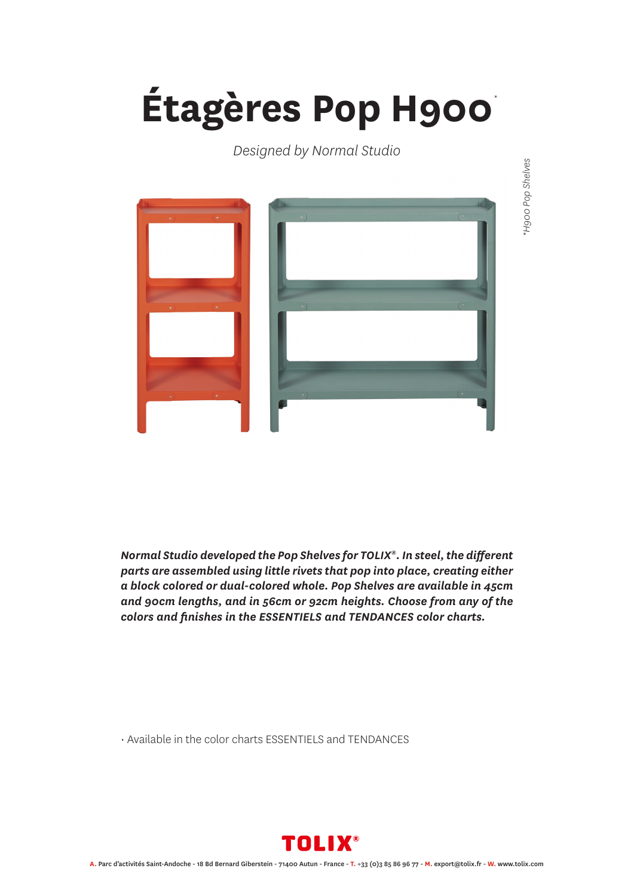# Étagères Pop H900*

*Designed by Normal Studio*

*\*H900 Pop Shelves*

***Normal Studio developed the Pop Shelves for TOLIX®. In steel, the different parts are assembled using little rivets that pop into place, creating either a block colored or dual-colored whole. Pop Shelves are available in 45cm and 90cm lengths, and in 56cm or 92cm heights. Choose from any of the colors and finishes in the ESSENTIELS and TENDANCES color charts.***

· Available in the color charts ESSENTIELS and TENDANCES

**TOLIX®**

**A.** Parc d'activités Saint-Andoche - 18 Bd Bernard Giberstein - 71400 Autun - France - **T.** +33 (0)3 85 86 96 77 - **M.** export@tolix.fr - **W.** www.tolix.com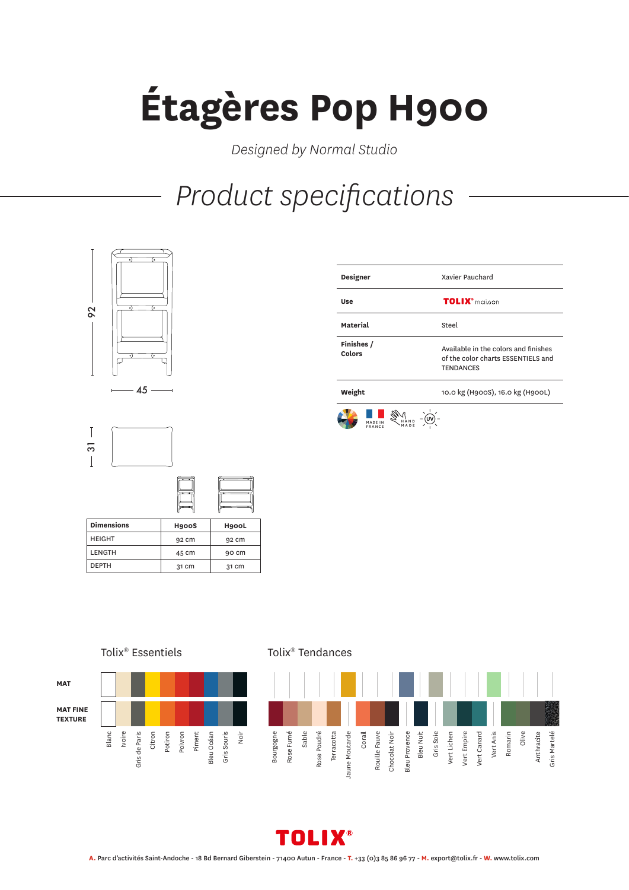# Étagères Pop H900

*Designed by Normal Studio*

## *Product specifications*

92

45

31

| Dimensions | H900S | H900L |
|---|---|---|
| HEIGHT | 92 cm | 92 cm |
| LENGTH | 45 cm | 90 cm |
| DEPTH | 31 cm | 31 cm |

| | |
|---|---|
| **Designer** | Xavier Pauchard |
| **Use** | TOLIX® maison |
| **Material** | Steel |
| **Finishes / Colors** | Available in the colors and finishes of the color charts ESSENTIELS and TENDANCES |
| **Weight** | 10.0 kg (H900S), 16.0 kg (H900L) |

MADE IN FRANCE

HAND MADE

UV

Tolix® Essentiels

Tolix® Tendances

MAT

MAT FINE TEXTURE

Blanc, Ivoire, Gris de Paris, Citron, Potiron, Poivron, Piment, Bleu Océan, Gris Souris, Noir

Bourgogne, Rose Fumé, Sable, Rose Poudré, Terracotta, Jaune Moutarde, Corail, Rouille Fauve, Chocolat Noir, Bleu Provence, Bleu Nuit, Gris Soie, Vert Lichen, Vert Empire, Vert Canard, Vert Anis, Romarin, Olive, Anthracite, Gris Martelé

TOLIX®

**A.** Parc d'activités Saint-Andoche - 18 Bd Bernard Giberstein - 71400 Autun - France - **T.** +33 (0)3 85 86 96 77 - **M.** export@tolix.fr - **W.** www.tolix.com